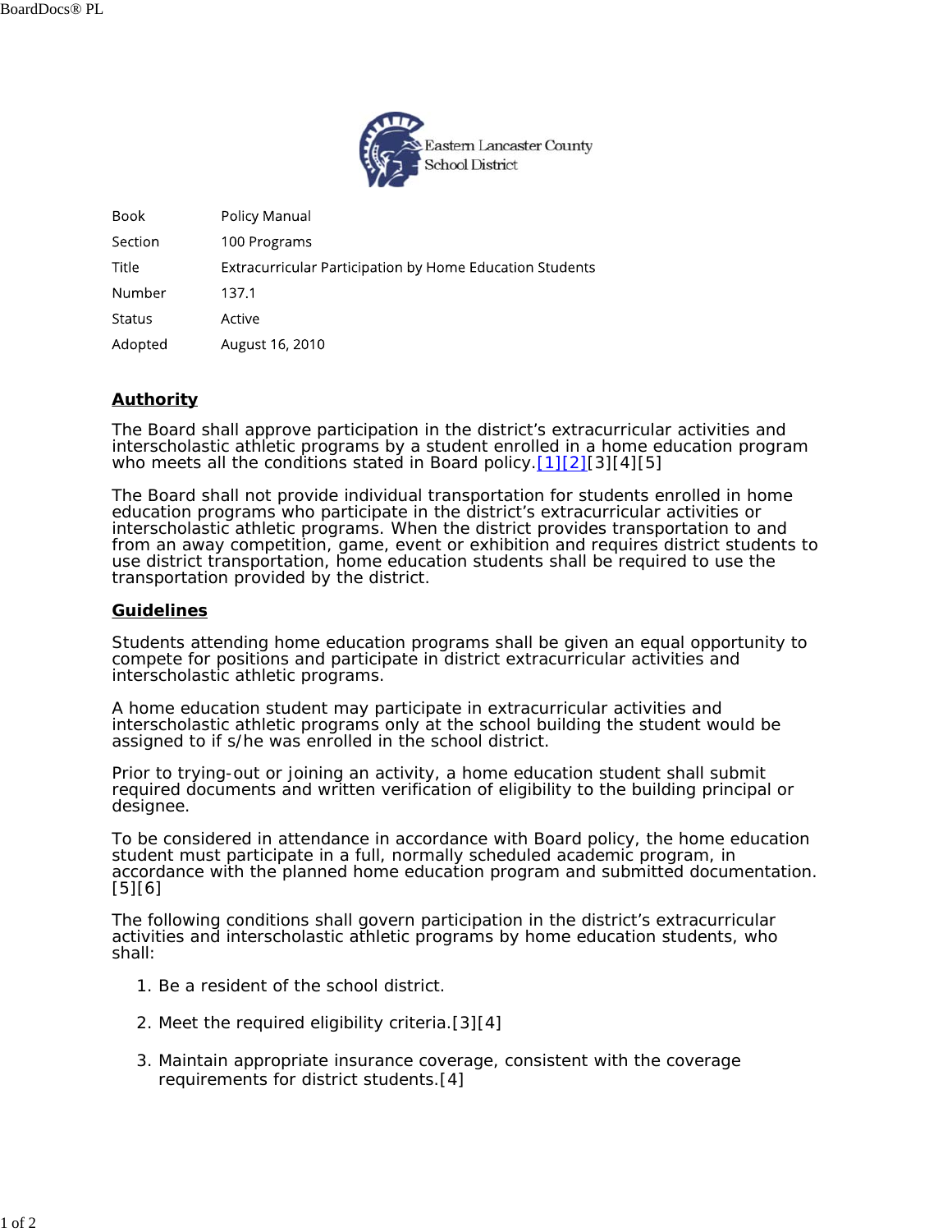Eastern Lancaster County School District

| | |
|---|---|
| Book | Policy Manual |
| Section | 100 Programs |
| Title | Extracurricular Participation by Home Education Students |
| Number | 137.1 |
| Status | Active |
| Adopted | August 16, 2010 |

## **Authority**

The Board shall approve participation in the district's extracurricular activities and interscholastic athletic programs by a student enrolled in a home education program who meets all the conditions stated in Board policy.[1][2][3][4][5]

The Board shall not provide individual transportation for students enrolled in home education programs who participate in the district's extracurricular activities or interscholastic athletic programs. When the district provides transportation to and from an away competition, game, event or exhibition and requires district students to use district transportation, home education students shall be required to use the transportation provided by the district.

## **Guidelines**

Students attending home education programs shall be given an equal opportunity to compete for positions and participate in district extracurricular activities and interscholastic athletic programs.

A home education student may participate in extracurricular activities and interscholastic athletic programs only at the school building the student would be assigned to if s/he was enrolled in the school district.

Prior to trying-out or joining an activity, a home education student shall submit required documents and written verification of eligibility to the building principal or designee.

To be considered in attendance in accordance with Board policy, the home education student must participate in a full, normally scheduled academic program, in accordance with the planned home education program and submitted documentation.[5][6]

The following conditions shall govern participation in the district's extracurricular activities and interscholastic athletic programs by home education students, who shall:

1. Be a resident of the school district.

2. Meet the required eligibility criteria.[3][4]

3. Maintain appropriate insurance coverage, consistent with the coverage requirements for district students.[4]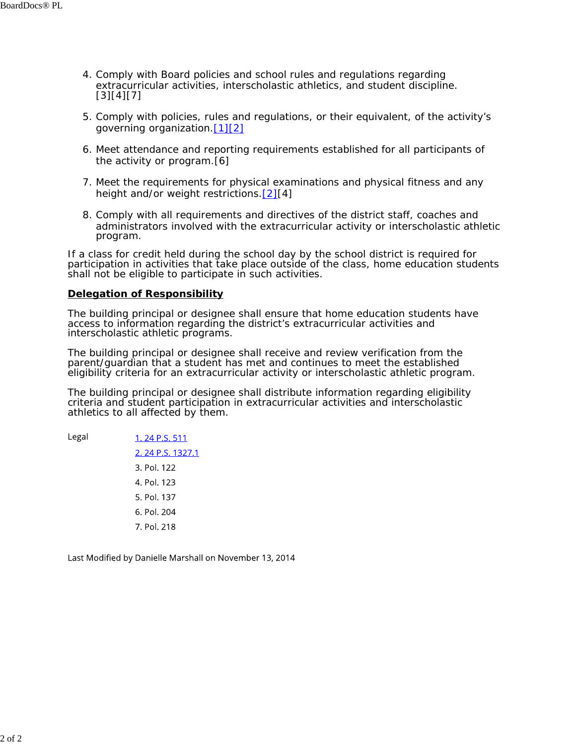4. Comply with Board policies and school rules and regulations regarding extracurricular activities, interscholastic athletics, and student discipline.[3][4][7]

5. Comply with policies, rules and regulations, or their equivalent, of the activity's governing organization.[1][2]

6. Meet attendance and reporting requirements established for all participants of the activity or program.[6]

7. Meet the requirements for physical examinations and physical fitness and any height and/or weight restrictions.[2][4]

8. Comply with all requirements and directives of the district staff, coaches and administrators involved with the extracurricular activity or interscholastic athletic program.

If a class for credit held during the school day by the school district is required for participation in activities that take place outside of the class, home education students shall not be eligible to participate in such activities.

**Delegation of Responsibility**

The building principal or designee shall ensure that home education students have access to information regarding the district's extracurricular activities and interscholastic athletic programs.

The building principal or designee shall receive and review verification from the parent/guardian that a student has met and continues to meet the established eligibility criteria for an extracurricular activity or interscholastic athletic program.

The building principal or designee shall distribute information regarding eligibility criteria and student participation in extracurricular activities and interscholastic athletics to all affected by them.

Legal

1. 24 P.S. 511

2. 24 P.S. 1327.1

3. Pol. 122

4. Pol. 123

5. Pol. 137

6. Pol. 204

7. Pol. 218

Last Modified by Danielle Marshall on November 13, 2014